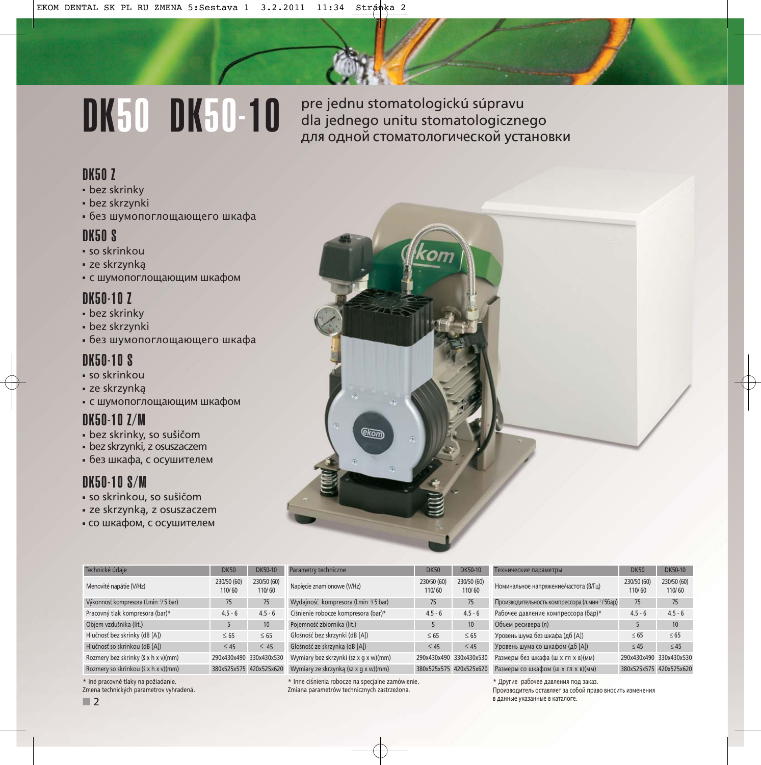# DK50 DK50-10

pre jednu stomatologickú súpravu
dla jednego unitu stomatologicznego
для одной стоматологической установки

## DK50 Z

- bez skrinky
- bez skrzynki
- без шумопоглощающего шкафа

## DK50 S

- so skrinkou
- ze skrzynką
- с шумопоглощающим шкафом

## DK50-10 Z

- bez skrinky
- bez skrzynki
- без шумопоглощающего шкафа

## DK50-10 S

- so skrinkou
- ze skrzynką
- с шумопоглощающим шкафом

## DK50-10 Z/M

- bez skrinky, so sušičom
- bez skrzynki, z osuszaczem
- без шкафа, с осушителем

## DK50-10 S/M

- so skrinkou, so sušičom
- ze skrzynką, z osuszaczem
- со шкафом, с осушителем

| Technické údaje | DK50 | DK50-10 |
|---|---|---|
| Menovité napätie (V/Hz) | 230/50 (60) 110/60 | 230/50 (60) 110/60 |
| Výkonnosť kompresora (l.min⁻¹/5 bar) | 75 | 75 |
| Pracovný tlak kompresora (bar)* | 4.5 - 6 | 4.5 - 6 |
| Objem vzdušníka (lit.) | 5 | 10 |
| Hlučnosť bez skrinky (dB [A]) | ≤ 65 | ≤ 65 |
| Hlučnosť so skrinkou (dB [A]) | ≤ 45 | ≤ 45 |
| Rozmery bez skrinky (š x h x v)(mm) | 290x430x490 | 330x430x530 |
| Rozmery so skrinkou (š x h x v)(mm) | 380x525x575 | 420x525x620 |

\* Iné pracovné tlaky na požiadanie.
Zmena technických parametrov vyhradená.

| Parametry techniczne | DK50 | DK50-10 |
|---|---|---|
| Napięcie znamionowe (V/Hz) | 230/50 (60) 110/60 | 230/50 (60) 110/60 |
| Wydajność kompresora (l.min⁻¹/5 bar) | 75 | 75 |
| Ciśnienie robocze kompresora (bar)* | 4.5 - 6 | 4.5 - 6 |
| Pojemność zbiornika (lit.) | 5 | 10 |
| Głośność bez skrzynki (dB [A]) | ≤ 65 | ≤ 65 |
| Głośność ze skrzynką (dB [A]) | ≤ 45 | ≤ 45 |
| Wymiary bez skrzynki (sz x g x w)(mm) | 290x430x490 | 330x430x530 |
| Wymiary ze skrzynką (sz x g x w)(mm) | 380x525x575 | 420x525x620 |

\* Inne ciśnienia robocze na specjalne zamówienie.
Zmiana parametrów technicznych zastrzeżona.

| Технические параметры | DK50 | DK50-10 |
|---|---|---|
| Номинальное напряжение/частота (В/Гц) | 230/50 (60) 110/60 | 230/50 (60) 110/60 |
| Производительность компрессора (л.мин⁻¹/5бар) | 75 | 75 |
| Рабочее давление компрессора (бар)* | 4.5 - 6 | 4.5 - 6 |
| Объем ресивера (л) | 5 | 10 |
| Уровень шума без шкафа (дб [A]) | ≤ 65 | ≤ 65 |
| Уровень шума со шкафом (дб [A]) | ≤ 45 | ≤ 45 |
| Размеры без шкафа (ш х гл х в)(мм) | 290x430x490 | 330x430x530 |
| Размеры со шкафом (ш х гл х в)(мм) | 380x525x575 | 420x525x620 |

\* Другие рабочее давления под заказ.
Производитель оставляет за собой право вносить изменения в данные указанные в каталоге.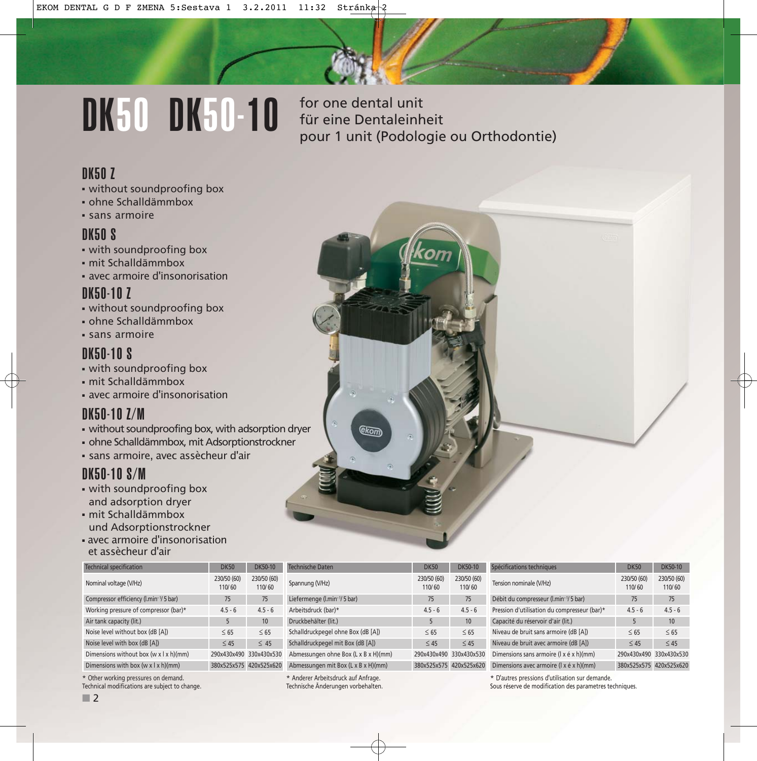# DK50 DK50-10

for one dental unit
für eine Dentaleinheit
pour 1 unit (Podologie ou Orthodontie)

## DK50 Z

- without soundproofing box
- ohne Schalldämmbox
- sans armoire

## DK50 S

- with soundproofing box
- mit Schalldämmbox
- avec armoire d'insonorisation

## DK50-10 Z

- without soundproofing box
- ohne Schalldämmbox
- sans armoire

## DK50-10 S

- with soundproofing box
- mit Schalldämmbox
- avec armoire d'insonorisation

## DK50-10 Z/M

- without soundproofing box, with adsorption dryer
- ohne Schalldämmbox, mit Adsorptionstrockner
- sans armoire, avec assècheur d'air

## DK50-10 S/M

- with soundproofing box and adsorption dryer
- mit Schalldämmbox und Adsorptionstrockner
- avec armoire d'insonorisation et assècheur d'air

| Technical specification | DK50 | DK50-10 |
|---|---|---|
| Nominal voltage (V/Hz) | 230/50 (60) 110/ 60 | 230/50 (60) 110/ 60 |
| Compressor efficiency (l.min⁻¹/ 5 bar) | 75 | 75 |
| Working pressure of compressor (bar)* | 4.5 - 6 | 4.5 - 6 |
| Air tank capacity (lit.) | 5 | 10 |
| Noise level without box (dB [A]) | ≤ 65 | ≤ 65 |
| Noise level with box (dB [A]) | ≤ 45 | ≤ 45 |
| Dimensions without box (w x l x h)(mm) | 290x430x490 | 330x430x530 |
| Dimensions with box (w x l x h)(mm) | 380x525x575 | 420x525x620 |

* Other working pressures on demand.
Technical modifications are subject to change.

| Technische Daten | DK50 | DK50-10 |
|---|---|---|
| Spannung (V/Hz) | 230/50 (60) 110/ 60 | 230/50 (60) 110/ 60 |
| Liefermenge (l.min⁻¹/ 5 bar) | 75 | 75 |
| Arbeitsdruck (bar)* | 4.5 - 6 | 4.5 - 6 |
| Druckbehälter (lit.) | 5 | 10 |
| Schalldruckpegel ohne Box (dB [A]) | ≤ 65 | ≤ 65 |
| Schalldruckpegel mit Box (dB [A]) | ≤ 45 | ≤ 45 |
| Abmessungen ohne Box (L x B x H)(mm) | 290x430x490 | 330x430x530 |
| Abmessungen mit Box (L x B x H)(mm) | 380x525x575 | 420x525x620 |

* Anderer Arbeitsdruck auf Anfrage.
Technische Änderungen vorbehalten.

| Spécifications techniques | DK50 | DK50-10 |
|---|---|---|
| Tension nominale (V/Hz) | 230/50 (60) 110/ 60 | 230/50 (60) 110/ 60 |
| Débit du compresseur (l.min⁻¹/ 5 bar) | 75 | 75 |
| Pression d'utilisation du compresseur (bar)* | 4.5 - 6 | 4.5 - 6 |
| Capacité du réservoir d'air (lit.) | 5 | 10 |
| Niveau de bruit sans armoire (dB [A]) | ≤ 65 | ≤ 65 |
| Niveau de bruit avec armoire (dB [A]) | ≤ 45 | ≤ 45 |
| Dimensions sans armoire (l x é x h)(mm) | 290x430x490 | 330x430x530 |
| Dimensions avec armoire (l x é x h)(mm) | 380x525x575 | 420x525x620 |

* D'autres pressions d'utilisation sur demande.
Sous réserve de modification des parametres techniques.